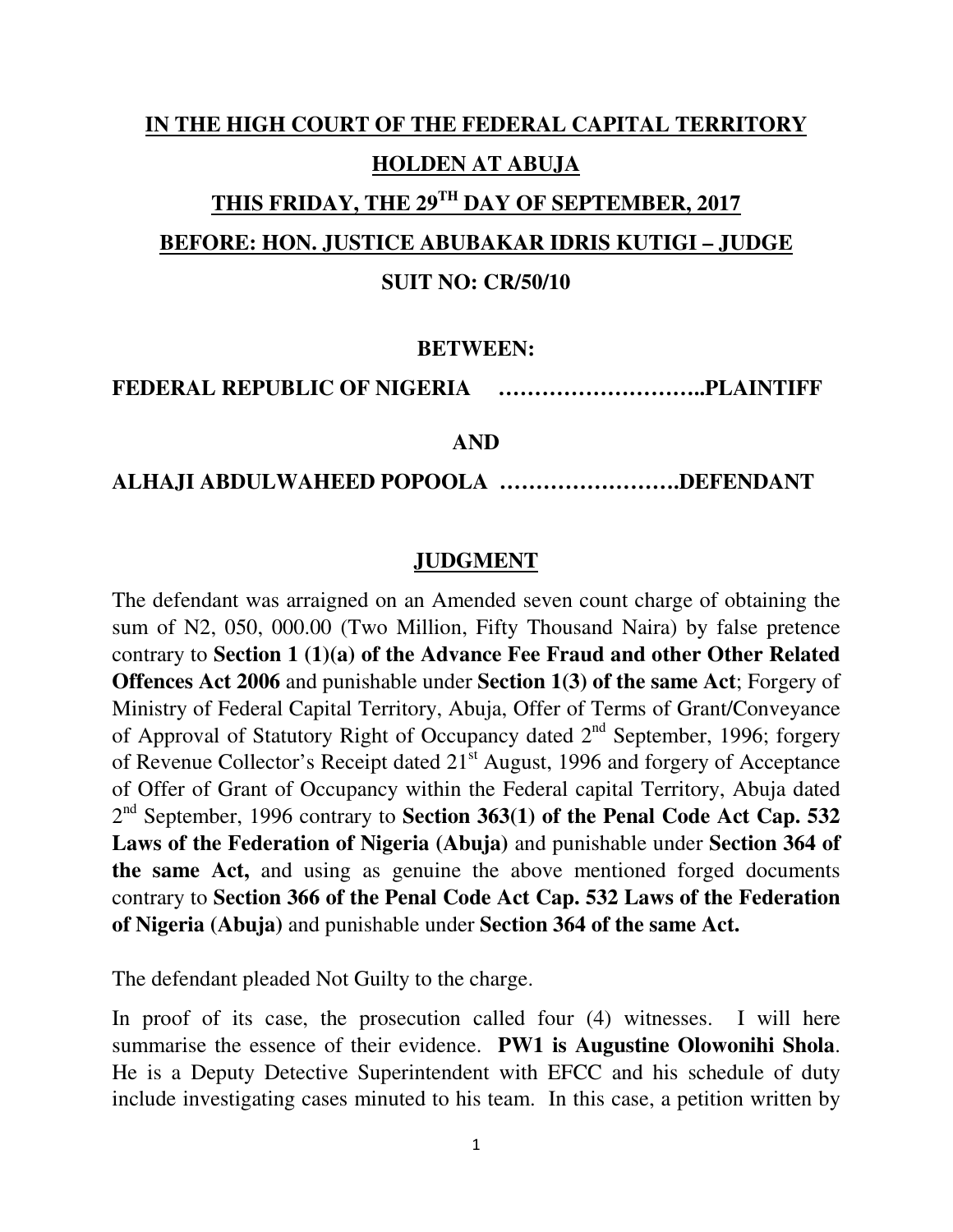**IN THE HIGH COURT OF THE FEDERAL CAPITAL TERRITORY**

**HOLDEN AT ABUJA**

**THIS FRIDAY, THE 29TH DAY OF SEPTEMBER, 2017**

**BEFORE: HON. JUSTICE ABUBAKAR IDRIS KUTIGI – JUDGE**

**SUIT NO: CR/50/10**

**BETWEEN:**

**FEDERAL REPUBLIC OF NIGERIA ………………………..PLAINTIFF**

**AND**

**ALHAJI ABDULWAHEED POPOOLA …………………….DEFENDANT**

**JUDGMENT**

The defendant was arraigned on an Amended seven count charge of obtaining the sum of N2, 050, 000.00 (Two Million, Fifty Thousand Naira) by false pretence contrary to **Section 1 (1)(a) of the Advance Fee Fraud and other Other Related Offences Act 2006** and punishable under **Section 1(3) of the same Act**; Forgery of Ministry of Federal Capital Territory, Abuja, Offer of Terms of Grant/Conveyance of Approval of Statutory Right of Occupancy dated 2nd September, 1996; forgery of Revenue Collector's Receipt dated 21st August, 1996 and forgery of Acceptance of Offer of Grant of Occupancy within the Federal capital Territory, Abuja dated 2nd September, 1996 contrary to **Section 363(1) of the Penal Code Act Cap. 532 Laws of the Federation of Nigeria (Abuja)** and punishable under **Section 364 of the same Act,** and using as genuine the above mentioned forged documents contrary to **Section 366 of the Penal Code Act Cap. 532 Laws of the Federation of Nigeria (Abuja)** and punishable under **Section 364 of the same Act.**

The defendant pleaded Not Guilty to the charge.

In proof of its case, the prosecution called four (4) witnesses. I will here summarise the essence of their evidence. **PW1 is Augustine Olowonihi Shola**. He is a Deputy Detective Superintendent with EFCC and his schedule of duty include investigating cases minuted to his team. In this case, a petition written by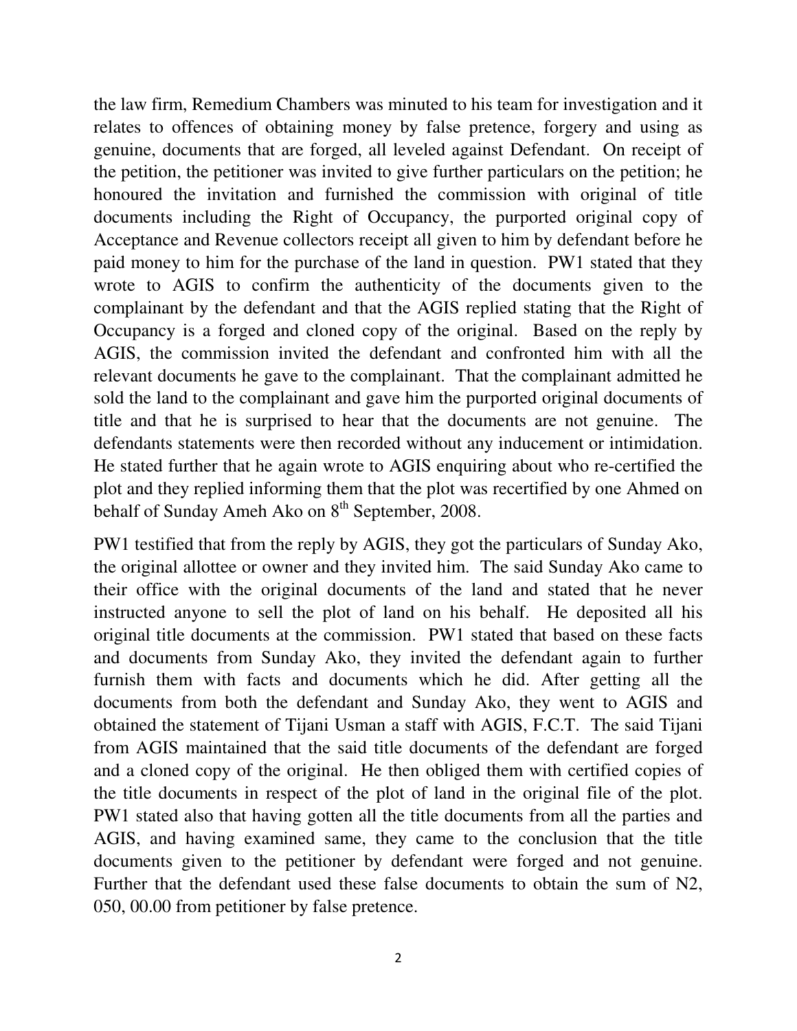the law firm, Remedium Chambers was minuted to his team for investigation and it relates to offences of obtaining money by false pretence, forgery and using as genuine, documents that are forged, all leveled against Defendant. On receipt of the petition, the petitioner was invited to give further particulars on the petition; he honoured the invitation and furnished the commission with original of title documents including the Right of Occupancy, the purported original copy of Acceptance and Revenue collectors receipt all given to him by defendant before he paid money to him for the purchase of the land in question. PW1 stated that they wrote to AGIS to confirm the authenticity of the documents given to the complainant by the defendant and that the AGIS replied stating that the Right of Occupancy is a forged and cloned copy of the original. Based on the reply by AGIS, the commission invited the defendant and confronted him with all the relevant documents he gave to the complainant. That the complainant admitted he sold the land to the complainant and gave him the purported original documents of title and that he is surprised to hear that the documents are not genuine. The defendants statements were then recorded without any inducement or intimidation. He stated further that he again wrote to AGIS enquiring about who re-certified the plot and they replied informing them that the plot was recertified by one Ahmed on behalf of Sunday Ameh Ako on 8th September, 2008.

PW1 testified that from the reply by AGIS, they got the particulars of Sunday Ako, the original allottee or owner and they invited him. The said Sunday Ako came to their office with the original documents of the land and stated that he never instructed anyone to sell the plot of land on his behalf. He deposited all his original title documents at the commission. PW1 stated that based on these facts and documents from Sunday Ako, they invited the defendant again to further furnish them with facts and documents which he did. After getting all the documents from both the defendant and Sunday Ako, they went to AGIS and obtained the statement of Tijani Usman a staff with AGIS, F.C.T. The said Tijani from AGIS maintained that the said title documents of the defendant are forged and a cloned copy of the original. He then obliged them with certified copies of the title documents in respect of the plot of land in the original file of the plot. PW1 stated also that having gotten all the title documents from all the parties and AGIS, and having examined same, they came to the conclusion that the title documents given to the petitioner by defendant were forged and not genuine. Further that the defendant used these false documents to obtain the sum of N2, 050, 00.00 from petitioner by false pretence.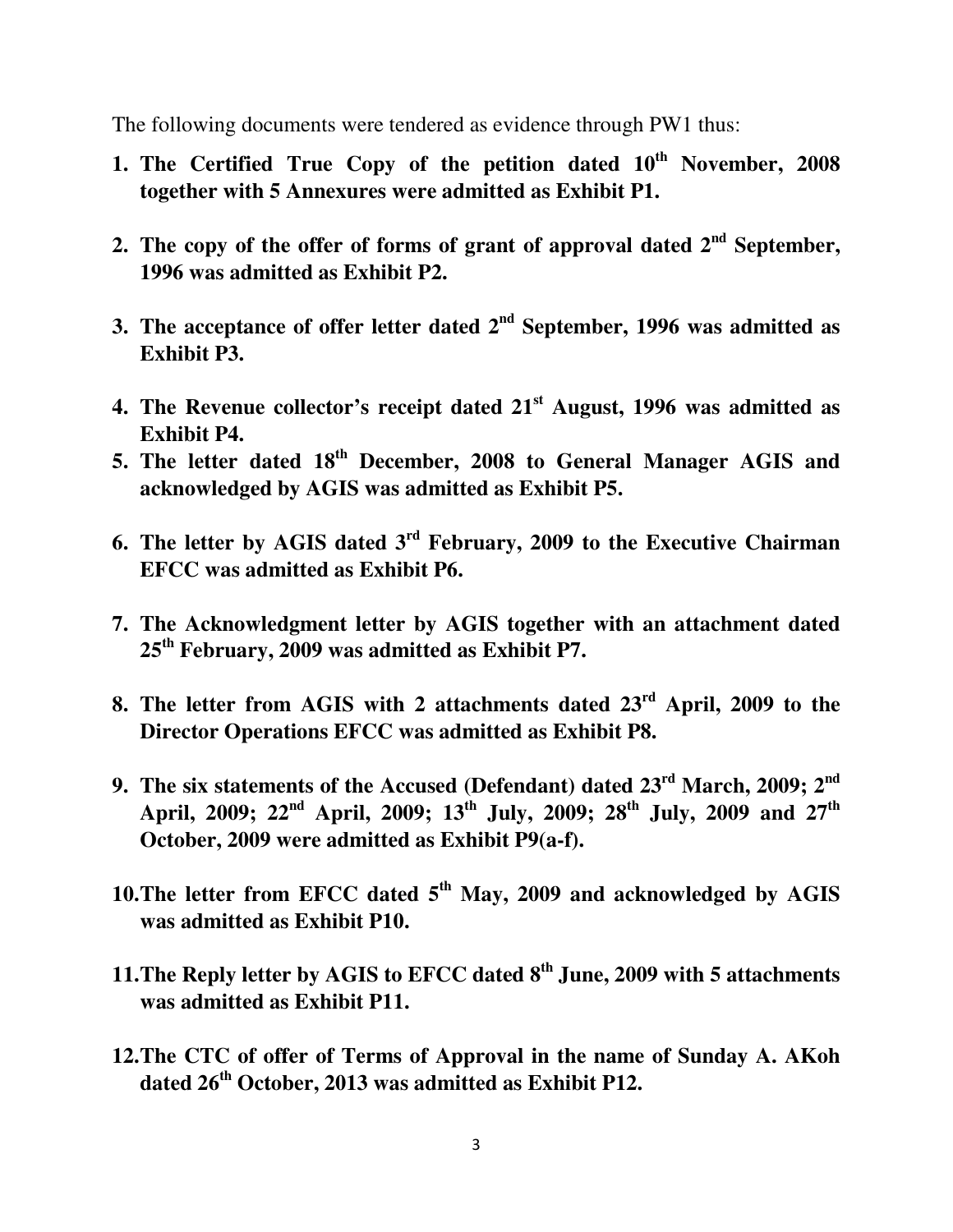The following documents were tendered as evidence through PW1 thus:

1. **The Certified True Copy of the petition dated 10th November, 2008 together with 5 Annexures were admitted as Exhibit P1.**

2. **The copy of the offer of forms of grant of approval dated 2nd September, 1996 was admitted as Exhibit P2.**

3. **The acceptance of offer letter dated 2nd September, 1996 was admitted as Exhibit P3.**

4. **The Revenue collector's receipt dated 21st August, 1996 was admitted as Exhibit P4.**

5. **The letter dated 18th December, 2008 to General Manager AGIS and acknowledged by AGIS was admitted as Exhibit P5.**

6. **The letter by AGIS dated 3rd February, 2009 to the Executive Chairman EFCC was admitted as Exhibit P6.**

7. **The Acknowledgment letter by AGIS together with an attachment dated 25th February, 2009 was admitted as Exhibit P7.**

8. **The letter from AGIS with 2 attachments dated 23rd April, 2009 to the Director Operations EFCC was admitted as Exhibit P8.**

9. **The six statements of the Accused (Defendant) dated 23rd March, 2009; 2nd April, 2009; 22nd April, 2009; 13th July, 2009; 28th July, 2009 and 27th October, 2009 were admitted as Exhibit P9(a-f).**

10. **The letter from EFCC dated 5th May, 2009 and acknowledged by AGIS was admitted as Exhibit P10.**

11. **The Reply letter by AGIS to EFCC dated 8th June, 2009 with 5 attachments was admitted as Exhibit P11.**

12. **The CTC of offer of Terms of Approval in the name of Sunday A. AKoh dated 26th October, 2013 was admitted as Exhibit P12.**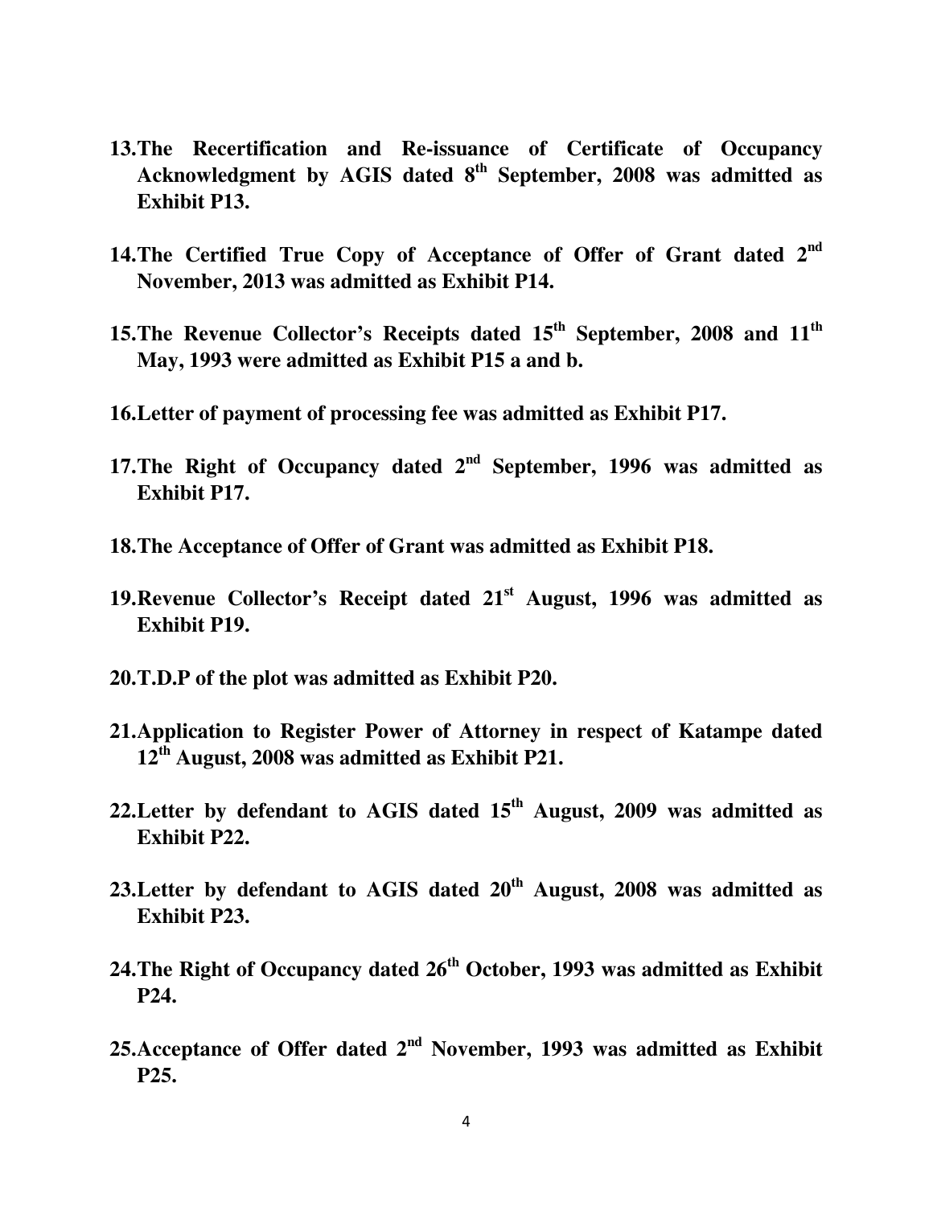13. **The Recertification and Re-issuance of Certificate of Occupancy Acknowledgment by AGIS dated 8th September, 2008 was admitted as Exhibit P13.**

14. **The Certified True Copy of Acceptance of Offer of Grant dated 2nd November, 2013 was admitted as Exhibit P14.**

15. **The Revenue Collector's Receipts dated 15th September, 2008 and 11th May, 1993 were admitted as Exhibit P15 a and b.**

16. **Letter of payment of processing fee was admitted as Exhibit P17.**

17. **The Right of Occupancy dated 2nd September, 1996 was admitted as Exhibit P17.**

18. **The Acceptance of Offer of Grant was admitted as Exhibit P18.**

19. **Revenue Collector's Receipt dated 21st August, 1996 was admitted as Exhibit P19.**

20. **T.D.P of the plot was admitted as Exhibit P20.**

21. **Application to Register Power of Attorney in respect of Katampe dated 12th August, 2008 was admitted as Exhibit P21.**

22. **Letter by defendant to AGIS dated 15th August, 2009 was admitted as Exhibit P22.**

23. **Letter by defendant to AGIS dated 20th August, 2008 was admitted as Exhibit P23.**

24. **The Right of Occupancy dated 26th October, 1993 was admitted as Exhibit P24.**

25. **Acceptance of Offer dated 2nd November, 1993 was admitted as Exhibit P25.**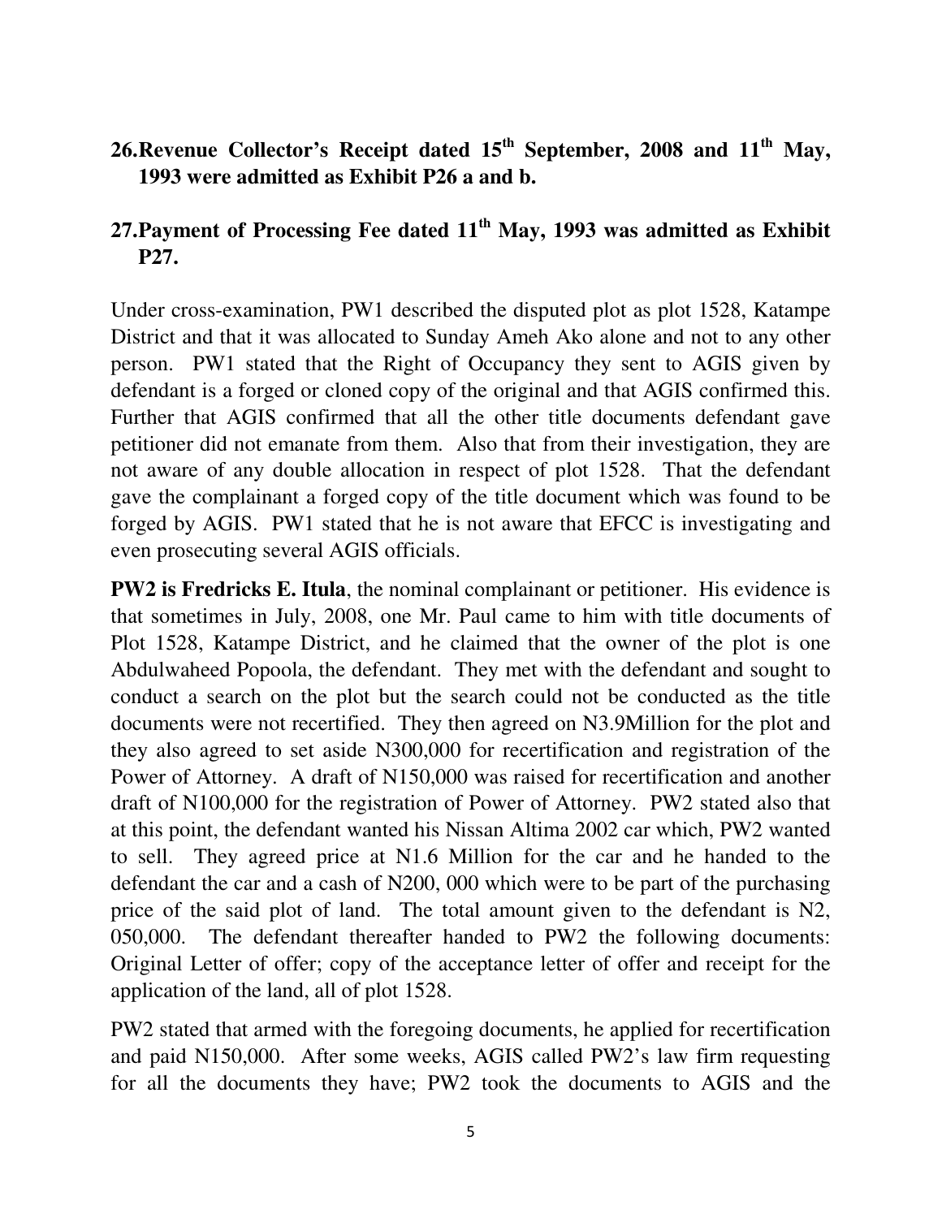**26. Revenue Collector's Receipt dated 15th September, 2008 and 11th May, 1993 were admitted as Exhibit P26 a and b.**

**27. Payment of Processing Fee dated 11th May, 1993 was admitted as Exhibit P27.**

Under cross-examination, PW1 described the disputed plot as plot 1528, Katampe District and that it was allocated to Sunday Ameh Ako alone and not to any other person. PW1 stated that the Right of Occupancy they sent to AGIS given by defendant is a forged or cloned copy of the original and that AGIS confirmed this. Further that AGIS confirmed that all the other title documents defendant gave petitioner did not emanate from them. Also that from their investigation, they are not aware of any double allocation in respect of plot 1528. That the defendant gave the complainant a forged copy of the title document which was found to be forged by AGIS. PW1 stated that he is not aware that EFCC is investigating and even prosecuting several AGIS officials.

**PW2 is Fredricks E. Itula**, the nominal complainant or petitioner. His evidence is that sometimes in July, 2008, one Mr. Paul came to him with title documents of Plot 1528, Katampe District, and he claimed that the owner of the plot is one Abdulwaheed Popoola, the defendant. They met with the defendant and sought to conduct a search on the plot but the search could not be conducted as the title documents were not recertified. They then agreed on N3.9Million for the plot and they also agreed to set aside N300,000 for recertification and registration of the Power of Attorney. A draft of N150,000 was raised for recertification and another draft of N100,000 for the registration of Power of Attorney. PW2 stated also that at this point, the defendant wanted his Nissan Altima 2002 car which, PW2 wanted to sell. They agreed price at N1.6 Million for the car and he handed to the defendant the car and a cash of N200, 000 which were to be part of the purchasing price of the said plot of land. The total amount given to the defendant is N2, 050,000. The defendant thereafter handed to PW2 the following documents: Original Letter of offer; copy of the acceptance letter of offer and receipt for the application of the land, all of plot 1528.

PW2 stated that armed with the foregoing documents, he applied for recertification and paid N150,000. After some weeks, AGIS called PW2's law firm requesting for all the documents they have; PW2 took the documents to AGIS and the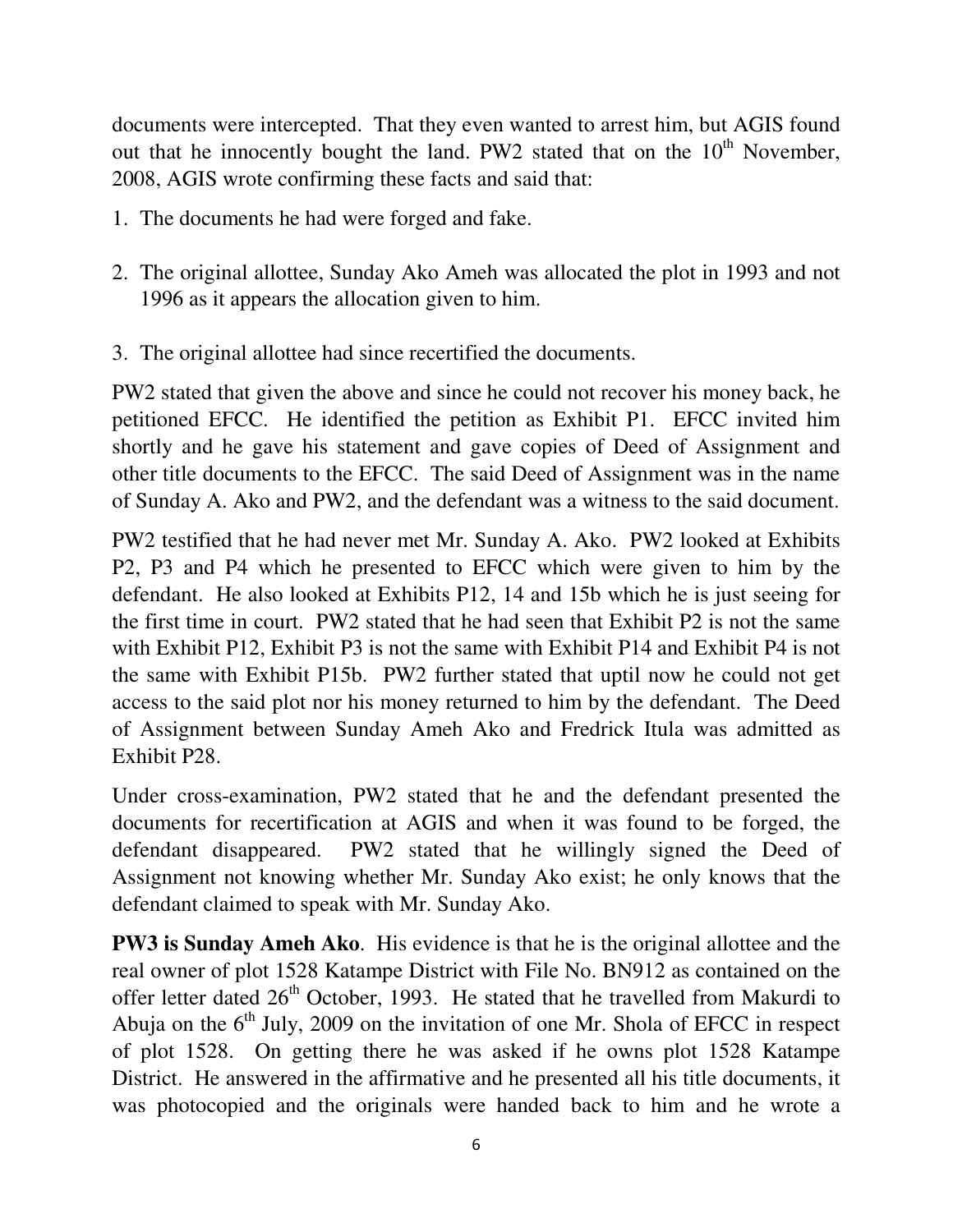documents were intercepted. That they even wanted to arrest him, but AGIS found out that he innocently bought the land. PW2 stated that on the 10th November, 2008, AGIS wrote confirming these facts and said that:

1. The documents he had were forged and fake.
2. The original allottee, Sunday Ako Ameh was allocated the plot in 1993 and not 1996 as it appears the allocation given to him.
3. The original allottee had since recertified the documents.

PW2 stated that given the above and since he could not recover his money back, he petitioned EFCC. He identified the petition as Exhibit P1. EFCC invited him shortly and he gave his statement and gave copies of Deed of Assignment and other title documents to the EFCC. The said Deed of Assignment was in the name of Sunday A. Ako and PW2, and the defendant was a witness to the said document.

PW2 testified that he had never met Mr. Sunday A. Ako. PW2 looked at Exhibits P2, P3 and P4 which he presented to EFCC which were given to him by the defendant. He also looked at Exhibits P12, 14 and 15b which he is just seeing for the first time in court. PW2 stated that he had seen that Exhibit P2 is not the same with Exhibit P12, Exhibit P3 is not the same with Exhibit P14 and Exhibit P4 is not the same with Exhibit P15b. PW2 further stated that uptil now he could not get access to the said plot nor his money returned to him by the defendant. The Deed of Assignment between Sunday Ameh Ako and Fredrick Itula was admitted as Exhibit P28.

Under cross-examination, PW2 stated that he and the defendant presented the documents for recertification at AGIS and when it was found to be forged, the defendant disappeared. PW2 stated that he willingly signed the Deed of Assignment not knowing whether Mr. Sunday Ako exist; he only knows that the defendant claimed to speak with Mr. Sunday Ako.

**PW3 is Sunday Ameh Ako**. His evidence is that he is the original allottee and the real owner of plot 1528 Katampe District with File No. BN912 as contained on the offer letter dated 26th October, 1993. He stated that he travelled from Makurdi to Abuja on the 6th July, 2009 on the invitation of one Mr. Shola of EFCC in respect of plot 1528. On getting there he was asked if he owns plot 1528 Katampe District. He answered in the affirmative and he presented all his title documents, it was photocopied and the originals were handed back to him and he wrote a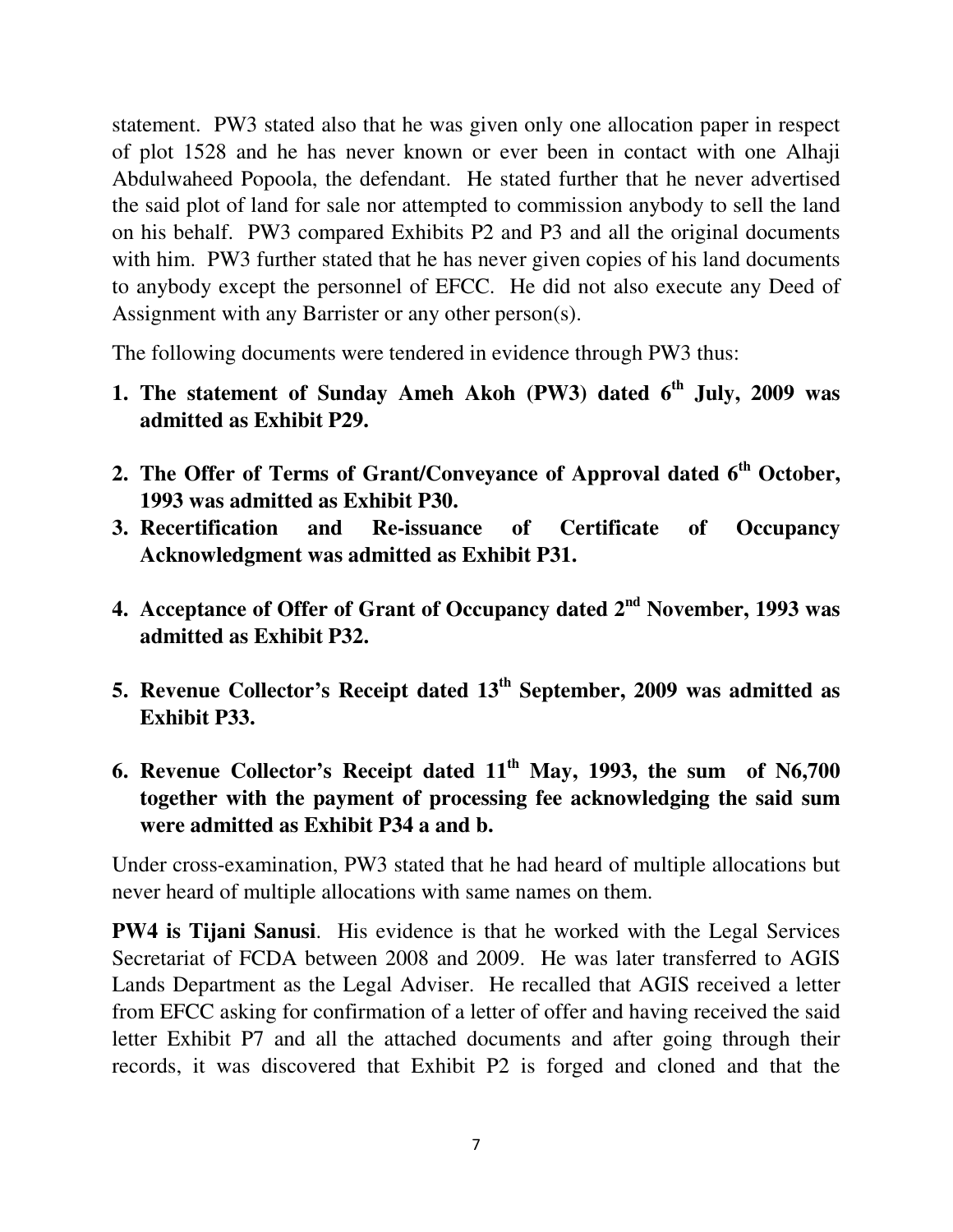statement. PW3 stated also that he was given only one allocation paper in respect of plot 1528 and he has never known or ever been in contact with one Alhaji Abdulwaheed Popoola, the defendant. He stated further that he never advertised the said plot of land for sale nor attempted to commission anybody to sell the land on his behalf. PW3 compared Exhibits P2 and P3 and all the original documents with him. PW3 further stated that he has never given copies of his land documents to anybody except the personnel of EFCC. He did not also execute any Deed of Assignment with any Barrister or any other person(s).

The following documents were tendered in evidence through PW3 thus:

1. **The statement of Sunday Ameh Akoh (PW3) dated 6th July, 2009 was admitted as Exhibit P29.**
2. **The Offer of Terms of Grant/Conveyance of Approval dated 6th October, 1993 was admitted as Exhibit P30.**
3. **Recertification and Re-issuance of Certificate of Occupancy Acknowledgment was admitted as Exhibit P31.**
4. **Acceptance of Offer of Grant of Occupancy dated 2nd November, 1993 was admitted as Exhibit P32.**
5. **Revenue Collector's Receipt dated 13th September, 2009 was admitted as Exhibit P33.**
6. **Revenue Collector's Receipt dated 11th May, 1993, the sum of N6,700 together with the payment of processing fee acknowledging the said sum were admitted as Exhibit P34 a and b.**

Under cross-examination, PW3 stated that he had heard of multiple allocations but never heard of multiple allocations with same names on them.

**PW4 is Tijani Sanusi**. His evidence is that he worked with the Legal Services Secretariat of FCDA between 2008 and 2009. He was later transferred to AGIS Lands Department as the Legal Adviser. He recalled that AGIS received a letter from EFCC asking for confirmation of a letter of offer and having received the said letter Exhibit P7 and all the attached documents and after going through their records, it was discovered that Exhibit P2 is forged and cloned and that the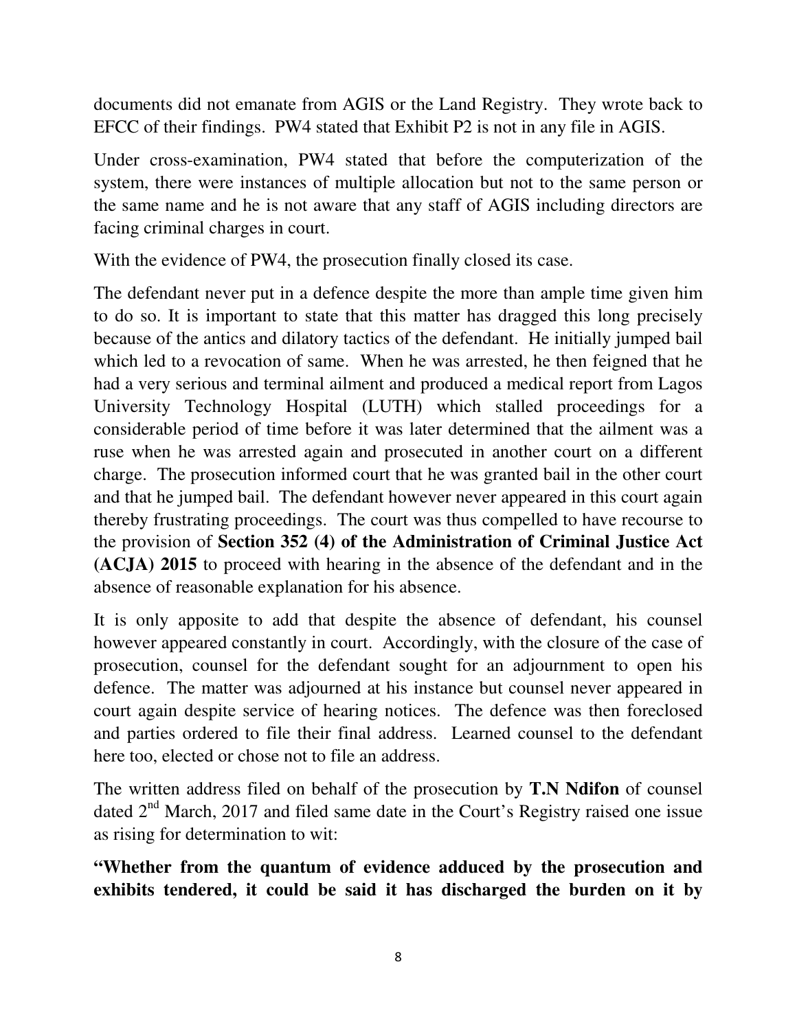documents did not emanate from AGIS or the Land Registry. They wrote back to EFCC of their findings. PW4 stated that Exhibit P2 is not in any file in AGIS.

Under cross-examination, PW4 stated that before the computerization of the system, there were instances of multiple allocation but not to the same person or the same name and he is not aware that any staff of AGIS including directors are facing criminal charges in court.

With the evidence of PW4, the prosecution finally closed its case.

The defendant never put in a defence despite the more than ample time given him to do so. It is important to state that this matter has dragged this long precisely because of the antics and dilatory tactics of the defendant. He initially jumped bail which led to a revocation of same. When he was arrested, he then feigned that he had a very serious and terminal ailment and produced a medical report from Lagos University Technology Hospital (LUTH) which stalled proceedings for a considerable period of time before it was later determined that the ailment was a ruse when he was arrested again and prosecuted in another court on a different charge. The prosecution informed court that he was granted bail in the other court and that he jumped bail. The defendant however never appeared in this court again thereby frustrating proceedings. The court was thus compelled to have recourse to the provision of **Section 352 (4) of the Administration of Criminal Justice Act (ACJA) 2015** to proceed with hearing in the absence of the defendant and in the absence of reasonable explanation for his absence.

It is only apposite to add that despite the absence of defendant, his counsel however appeared constantly in court. Accordingly, with the closure of the case of prosecution, counsel for the defendant sought for an adjournment to open his defence. The matter was adjourned at his instance but counsel never appeared in court again despite service of hearing notices. The defence was then foreclosed and parties ordered to file their final address. Learned counsel to the defendant here too, elected or chose not to file an address.

The written address filed on behalf of the prosecution by **T.N Ndifon** of counsel dated 2nd March, 2017 and filed same date in the Court's Registry raised one issue as rising for determination to wit:

**"Whether from the quantum of evidence adduced by the prosecution and exhibits tendered, it could be said it has discharged the burden on it by**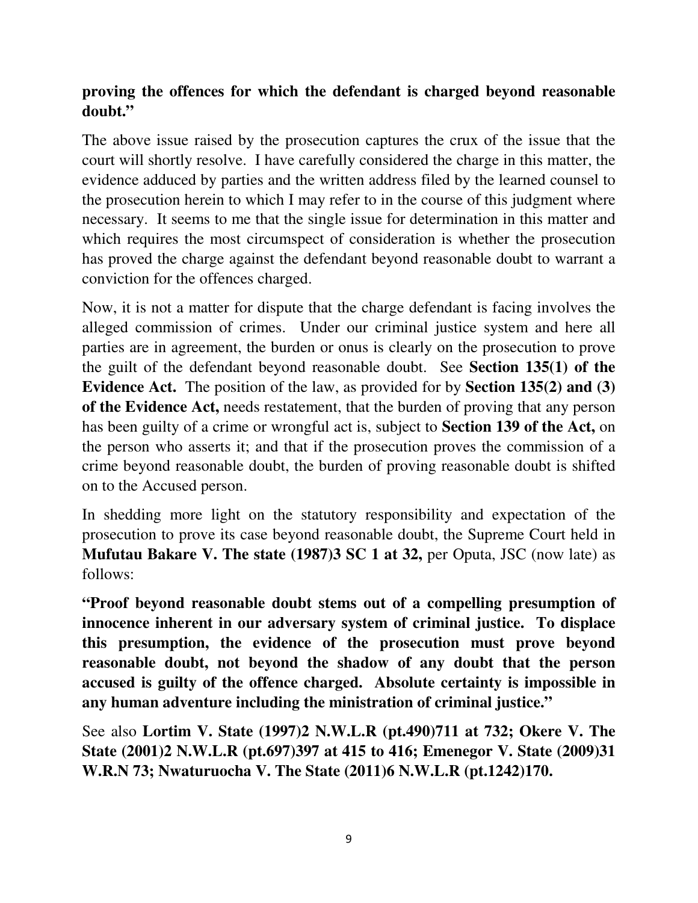**proving the offences for which the defendant is charged beyond reasonable doubt."**

The above issue raised by the prosecution captures the crux of the issue that the court will shortly resolve. I have carefully considered the charge in this matter, the evidence adduced by parties and the written address filed by the learned counsel to the prosecution herein to which I may refer to in the course of this judgment where necessary. It seems to me that the single issue for determination in this matter and which requires the most circumspect of consideration is whether the prosecution has proved the charge against the defendant beyond reasonable doubt to warrant a conviction for the offences charged.

Now, it is not a matter for dispute that the charge defendant is facing involves the alleged commission of crimes. Under our criminal justice system and here all parties are in agreement, the burden or onus is clearly on the prosecution to prove the guilt of the defendant beyond reasonable doubt. See **Section 135(1) of the Evidence Act.** The position of the law, as provided for by **Section 135(2) and (3) of the Evidence Act,** needs restatement, that the burden of proving that any person has been guilty of a crime or wrongful act is, subject to **Section 139 of the Act,** on the person who asserts it; and that if the prosecution proves the commission of a crime beyond reasonable doubt, the burden of proving reasonable doubt is shifted on to the Accused person.

In shedding more light on the statutory responsibility and expectation of the prosecution to prove its case beyond reasonable doubt, the Supreme Court held in **Mufutau Bakare V. The state (1987)3 SC 1 at 32,** per Oputa, JSC (now late) as follows:

**"Proof beyond reasonable doubt stems out of a compelling presumption of innocence inherent in our adversary system of criminal justice. To displace this presumption, the evidence of the prosecution must prove beyond reasonable doubt, not beyond the shadow of any doubt that the person accused is guilty of the offence charged. Absolute certainty is impossible in any human adventure including the ministration of criminal justice."**

See also **Lortim V. State (1997)2 N.W.L.R (pt.490)711 at 732; Okere V. The State (2001)2 N.W.L.R (pt.697)397 at 415 to 416; Emenegor V. State (2009)31 W.R.N 73; Nwaturuocha V. The State (2011)6 N.W.L.R (pt.1242)170.**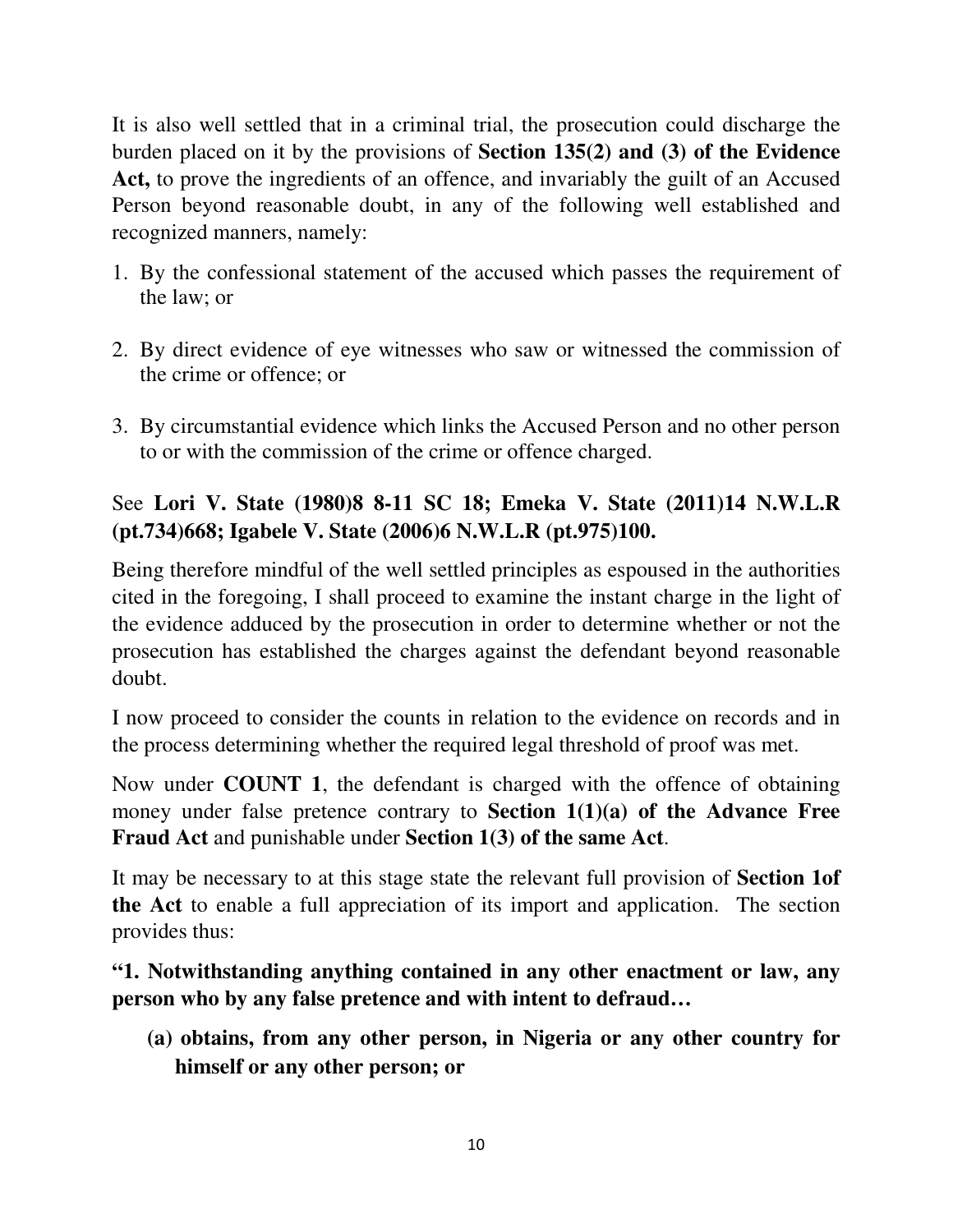It is also well settled that in a criminal trial, the prosecution could discharge the burden placed on it by the provisions of **Section 135(2) and (3) of the Evidence Act,** to prove the ingredients of an offence, and invariably the guilt of an Accused Person beyond reasonable doubt, in any of the following well established and recognized manners, namely:

1. By the confessional statement of the accused which passes the requirement of the law; or

2. By direct evidence of eye witnesses who saw or witnessed the commission of the crime or offence; or

3. By circumstantial evidence which links the Accused Person and no other person to or with the commission of the crime or offence charged.

See **Lori V. State (1980)8 8-11 SC 18; Emeka V. State (2011)14 N.W.L.R (pt.734)668; Igabele V. State (2006)6 N.W.L.R (pt.975)100.**

Being therefore mindful of the well settled principles as espoused in the authorities cited in the foregoing, I shall proceed to examine the instant charge in the light of the evidence adduced by the prosecution in order to determine whether or not the prosecution has established the charges against the defendant beyond reasonable doubt.

I now proceed to consider the counts in relation to the evidence on records and in the process determining whether the required legal threshold of proof was met.

Now under **COUNT 1**, the defendant is charged with the offence of obtaining money under false pretence contrary to **Section 1(1)(a) of the Advance Free Fraud Act** and punishable under **Section 1(3) of the same Act**.

It may be necessary to at this stage state the relevant full provision of **Section 1of the Act** to enable a full appreciation of its import and application. The section provides thus:

**"1. Notwithstanding anything contained in any other enactment or law, any person who by any false pretence and with intent to defraud…**

**(a) obtains, from any other person, in Nigeria or any other country for himself or any other person; or**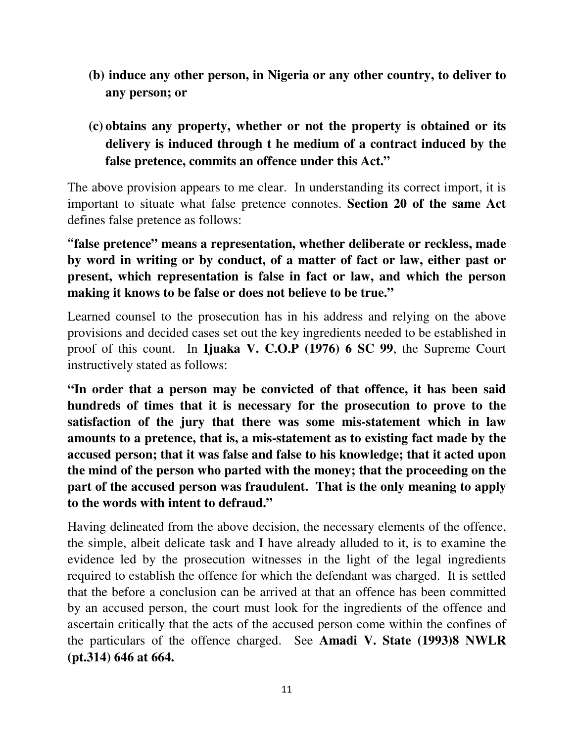**(b) induce any other person, in Nigeria or any other country, to deliver to any person; or**

**(c) obtains any property, whether or not the property is obtained or its delivery is induced through t he medium of a contract induced by the false pretence, commits an offence under this Act."**

The above provision appears to me clear. In understanding its correct import, it is important to situate what false pretence connotes. **Section 20 of the same Act** defines false pretence as follows:

**"false pretence" means a representation, whether deliberate or reckless, made by word in writing or by conduct, of a matter of fact or law, either past or present, which representation is false in fact or law, and which the person making it knows to be false or does not believe to be true."**

Learned counsel to the prosecution has in his address and relying on the above provisions and decided cases set out the key ingredients needed to be established in proof of this count. In **Ijuaka V. C.O.P (1976) 6 SC 99**, the Supreme Court instructively stated as follows:

**"In order that a person may be convicted of that offence, it has been said hundreds of times that it is necessary for the prosecution to prove to the satisfaction of the jury that there was some mis-statement which in law amounts to a pretence, that is, a mis-statement as to existing fact made by the accused person; that it was false and false to his knowledge; that it acted upon the mind of the person who parted with the money; that the proceeding on the part of the accused person was fraudulent. That is the only meaning to apply to the words with intent to defraud."**

Having delineated from the above decision, the necessary elements of the offence, the simple, albeit delicate task and I have already alluded to it, is to examine the evidence led by the prosecution witnesses in the light of the legal ingredients required to establish the offence for which the defendant was charged. It is settled that the before a conclusion can be arrived at that an offence has been committed by an accused person, the court must look for the ingredients of the offence and ascertain critically that the acts of the accused person come within the confines of the particulars of the offence charged. See **Amadi V. State (1993)8 NWLR (pt.314) 646 at 664.**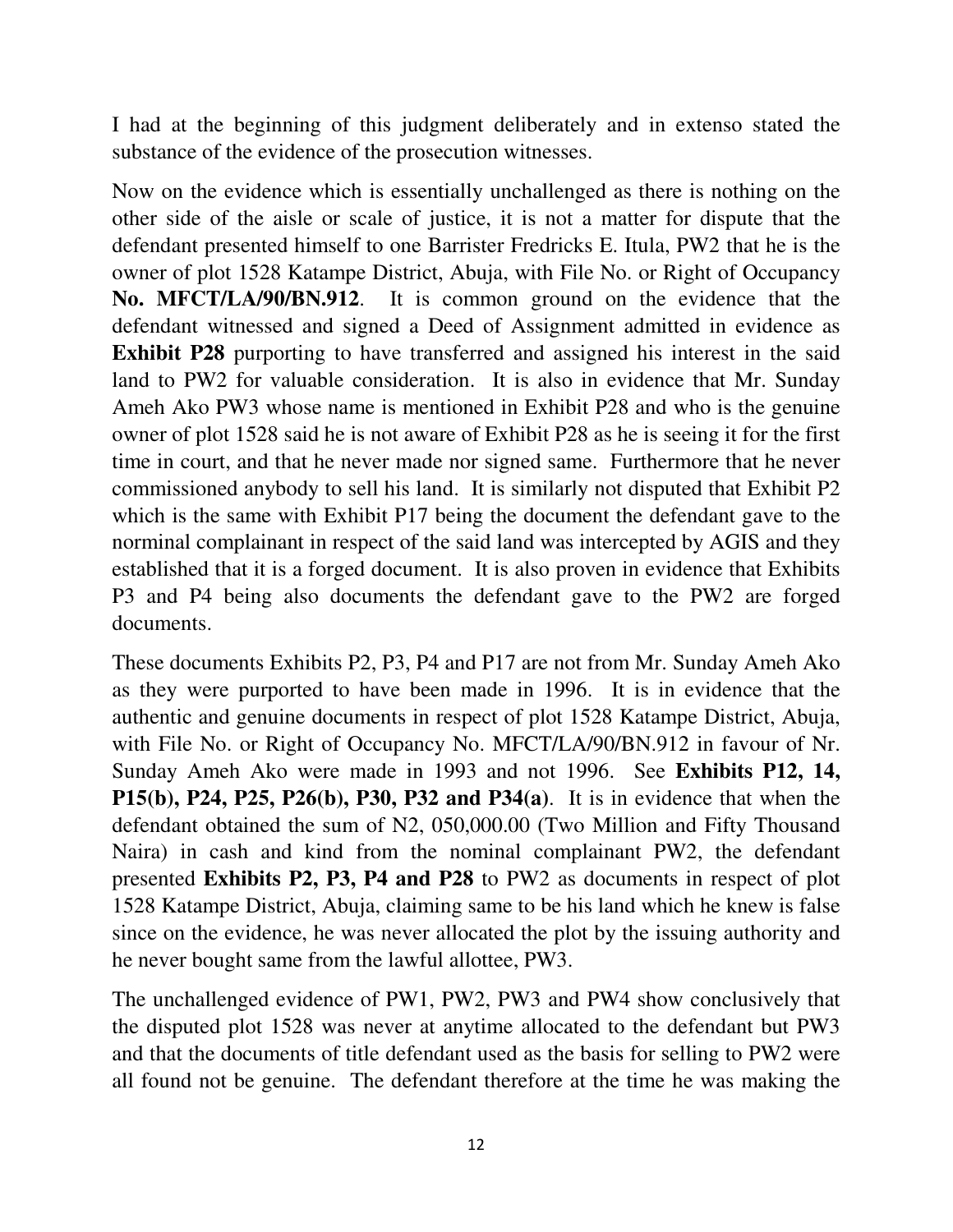I had at the beginning of this judgment deliberately and in extenso stated the substance of the evidence of the prosecution witnesses.

Now on the evidence which is essentially unchallenged as there is nothing on the other side of the aisle or scale of justice, it is not a matter for dispute that the defendant presented himself to one Barrister Fredricks E. Itula, PW2 that he is the owner of plot 1528 Katampe District, Abuja, with File No. or Right of Occupancy **No. MFCT/LA/90/BN.912**. It is common ground on the evidence that the defendant witnessed and signed a Deed of Assignment admitted in evidence as **Exhibit P28** purporting to have transferred and assigned his interest in the said land to PW2 for valuable consideration. It is also in evidence that Mr. Sunday Ameh Ako PW3 whose name is mentioned in Exhibit P28 and who is the genuine owner of plot 1528 said he is not aware of Exhibit P28 as he is seeing it for the first time in court, and that he never made nor signed same. Furthermore that he never commissioned anybody to sell his land. It is similarly not disputed that Exhibit P2 which is the same with Exhibit P17 being the document the defendant gave to the norminal complainant in respect of the said land was intercepted by AGIS and they established that it is a forged document. It is also proven in evidence that Exhibits P3 and P4 being also documents the defendant gave to the PW2 are forged documents.

These documents Exhibits P2, P3, P4 and P17 are not from Mr. Sunday Ameh Ako as they were purported to have been made in 1996. It is in evidence that the authentic and genuine documents in respect of plot 1528 Katampe District, Abuja, with File No. or Right of Occupancy No. MFCT/LA/90/BN.912 in favour of Nr. Sunday Ameh Ako were made in 1993 and not 1996. See **Exhibits P12, 14, P15(b), P24, P25, P26(b), P30, P32 and P34(a)**. It is in evidence that when the defendant obtained the sum of N2, 050,000.00 (Two Million and Fifty Thousand Naira) in cash and kind from the nominal complainant PW2, the defendant presented **Exhibits P2, P3, P4 and P28** to PW2 as documents in respect of plot 1528 Katampe District, Abuja, claiming same to be his land which he knew is false since on the evidence, he was never allocated the plot by the issuing authority and he never bought same from the lawful allottee, PW3.

The unchallenged evidence of PW1, PW2, PW3 and PW4 show conclusively that the disputed plot 1528 was never at anytime allocated to the defendant but PW3 and that the documents of title defendant used as the basis for selling to PW2 were all found not be genuine. The defendant therefore at the time he was making the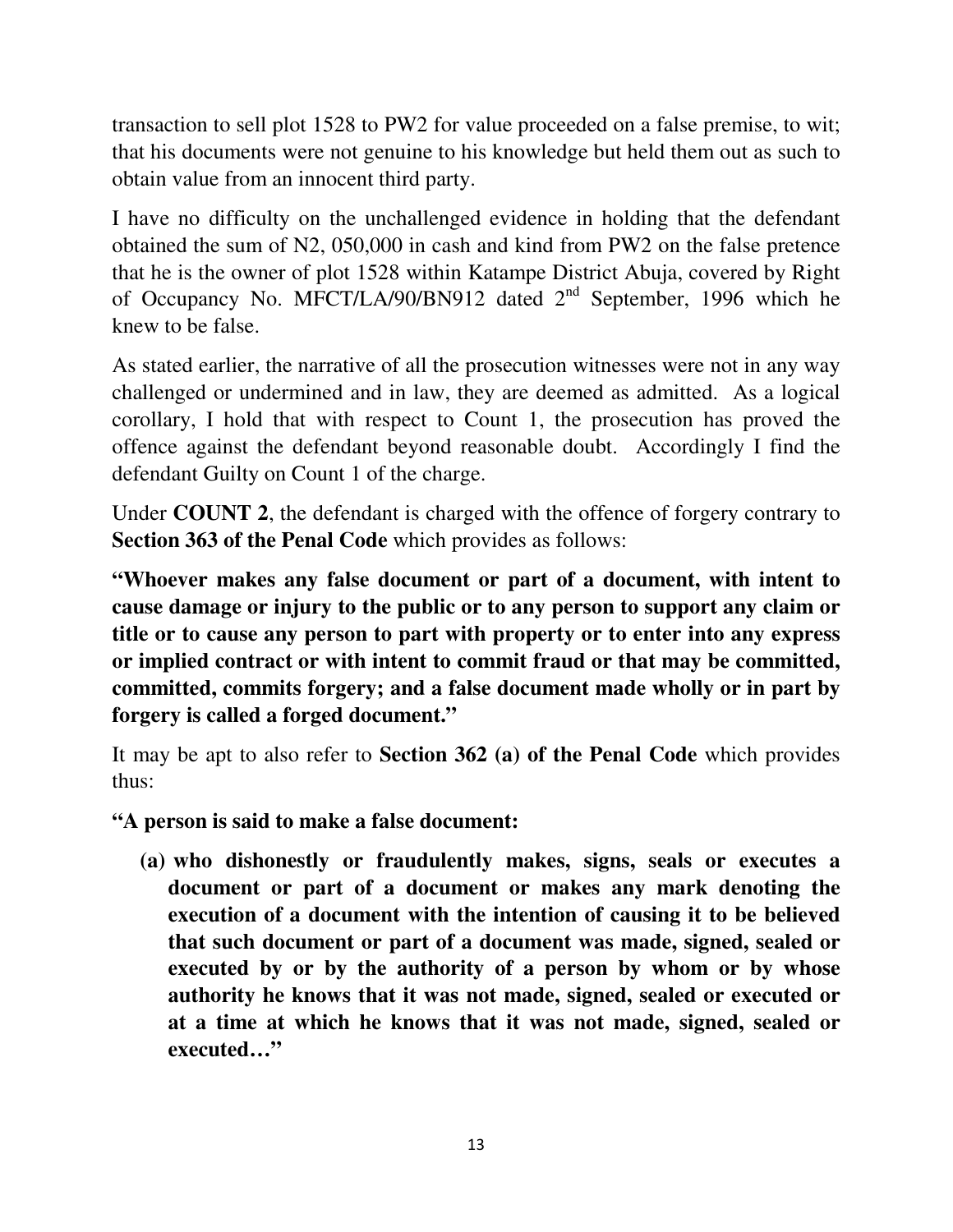transaction to sell plot 1528 to PW2 for value proceeded on a false premise, to wit; that his documents were not genuine to his knowledge but held them out as such to obtain value from an innocent third party.

I have no difficulty on the unchallenged evidence in holding that the defendant obtained the sum of N2, 050,000 in cash and kind from PW2 on the false pretence that he is the owner of plot 1528 within Katampe District Abuja, covered by Right of Occupancy No. MFCT/LA/90/BN912 dated 2nd September, 1996 which he knew to be false.

As stated earlier, the narrative of all the prosecution witnesses were not in any way challenged or undermined and in law, they are deemed as admitted. As a logical corollary, I hold that with respect to Count 1, the prosecution has proved the offence against the defendant beyond reasonable doubt. Accordingly I find the defendant Guilty on Count 1 of the charge.

Under **COUNT 2**, the defendant is charged with the offence of forgery contrary to **Section 363 of the Penal Code** which provides as follows:

**"Whoever makes any false document or part of a document, with intent to cause damage or injury to the public or to any person to support any claim or title or to cause any person to part with property or to enter into any express or implied contract or with intent to commit fraud or that may be committed, committed, commits forgery; and a false document made wholly or in part by forgery is called a forged document."**

It may be apt to also refer to **Section 362 (a) of the Penal Code** which provides thus:

**"A person is said to make a false document:**

**(a) who dishonestly or fraudulently makes, signs, seals or executes a document or part of a document or makes any mark denoting the execution of a document with the intention of causing it to be believed that such document or part of a document was made, signed, sealed or executed by or by the authority of a person by whom or by whose authority he knows that it was not made, signed, sealed or executed or at a time at which he knows that it was not made, signed, sealed or executed…"**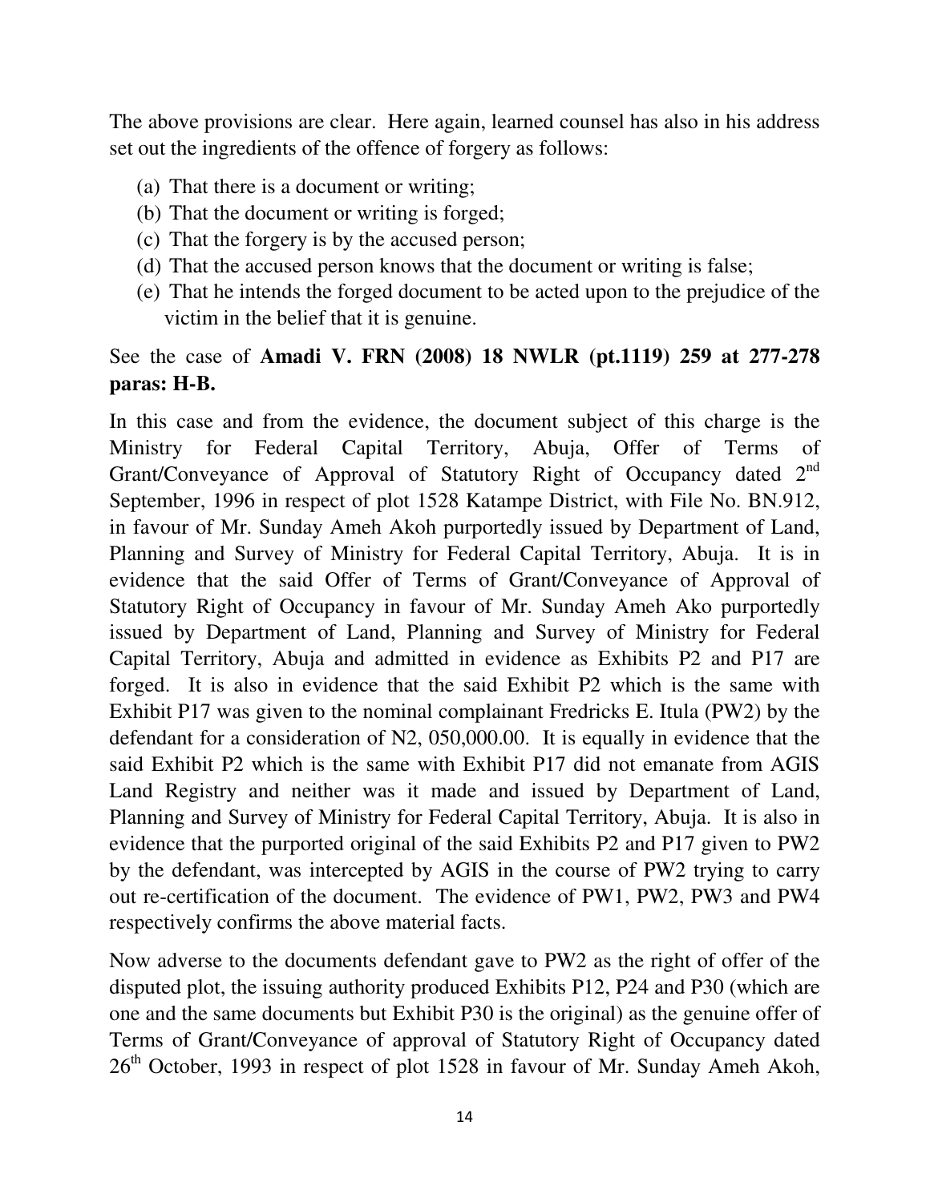The above provisions are clear. Here again, learned counsel has also in his address set out the ingredients of the offence of forgery as follows:

(a) That there is a document or writing;
(b) That the document or writing is forged;
(c) That the forgery is by the accused person;
(d) That the accused person knows that the document or writing is false;
(e) That he intends the forged document to be acted upon to the prejudice of the victim in the belief that it is genuine.

See the case of **Amadi V. FRN (2008) 18 NWLR (pt.1119) 259 at 277-278 paras: H-B.**

In this case and from the evidence, the document subject of this charge is the Ministry for Federal Capital Territory, Abuja, Offer of Terms of Grant/Conveyance of Approval of Statutory Right of Occupancy dated 2nd September, 1996 in respect of plot 1528 Katampe District, with File No. BN.912, in favour of Mr. Sunday Ameh Akoh purportedly issued by Department of Land, Planning and Survey of Ministry for Federal Capital Territory, Abuja. It is in evidence that the said Offer of Terms of Grant/Conveyance of Approval of Statutory Right of Occupancy in favour of Mr. Sunday Ameh Ako purportedly issued by Department of Land, Planning and Survey of Ministry for Federal Capital Territory, Abuja and admitted in evidence as Exhibits P2 and P17 are forged. It is also in evidence that the said Exhibit P2 which is the same with Exhibit P17 was given to the nominal complainant Fredricks E. Itula (PW2) by the defendant for a consideration of N2, 050,000.00. It is equally in evidence that the said Exhibit P2 which is the same with Exhibit P17 did not emanate from AGIS Land Registry and neither was it made and issued by Department of Land, Planning and Survey of Ministry for Federal Capital Territory, Abuja. It is also in evidence that the purported original of the said Exhibits P2 and P17 given to PW2 by the defendant, was intercepted by AGIS in the course of PW2 trying to carry out re-certification of the document. The evidence of PW1, PW2, PW3 and PW4 respectively confirms the above material facts.

Now adverse to the documents defendant gave to PW2 as the right of offer of the disputed plot, the issuing authority produced Exhibits P12, P24 and P30 (which are one and the same documents but Exhibit P30 is the original) as the genuine offer of Terms of Grant/Conveyance of approval of Statutory Right of Occupancy dated 26th October, 1993 in respect of plot 1528 in favour of Mr. Sunday Ameh Akoh,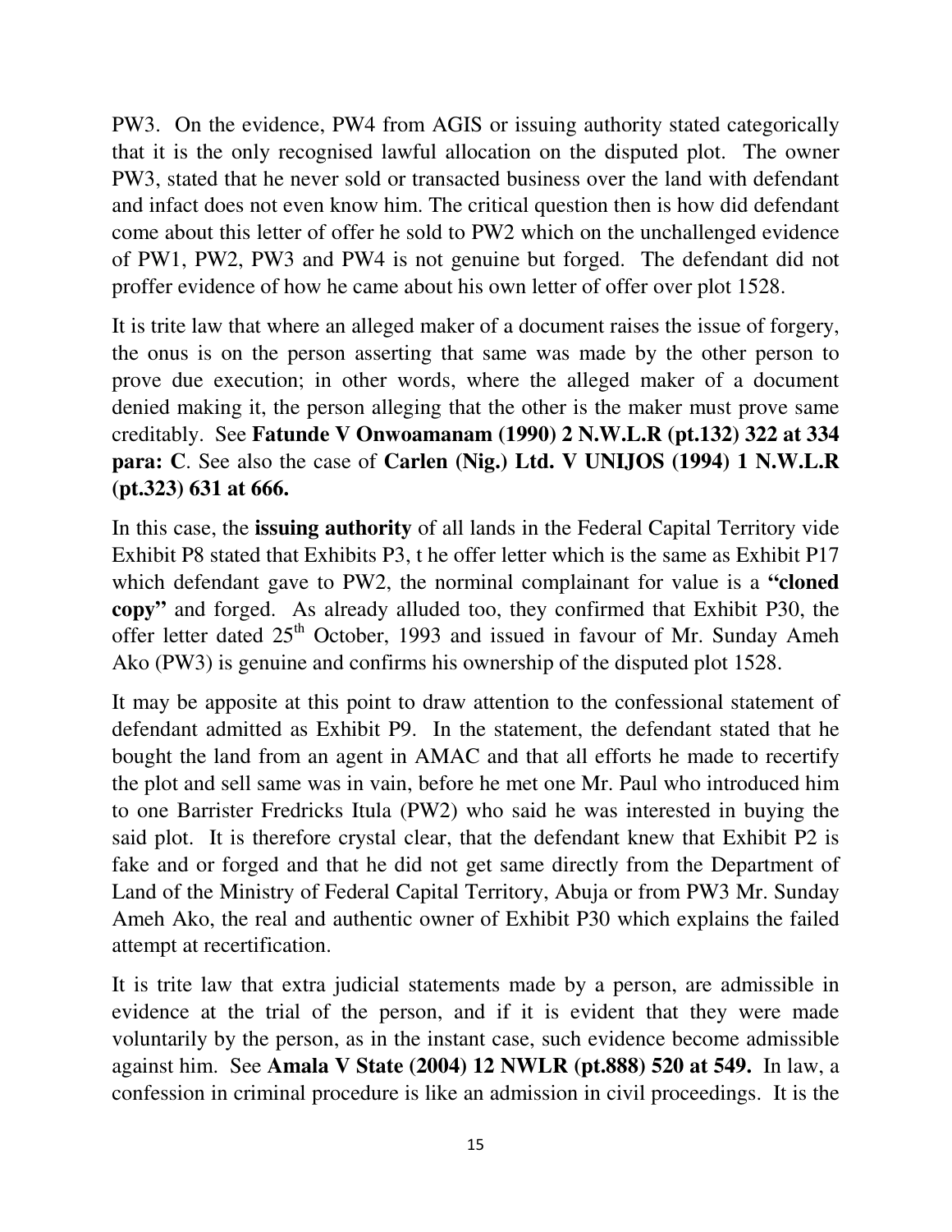PW3. On the evidence, PW4 from AGIS or issuing authority stated categorically that it is the only recognised lawful allocation on the disputed plot. The owner PW3, stated that he never sold or transacted business over the land with defendant and infact does not even know him. The critical question then is how did defendant come about this letter of offer he sold to PW2 which on the unchallenged evidence of PW1, PW2, PW3 and PW4 is not genuine but forged. The defendant did not proffer evidence of how he came about his own letter of offer over plot 1528.

It is trite law that where an alleged maker of a document raises the issue of forgery, the onus is on the person asserting that same was made by the other person to prove due execution; in other words, where the alleged maker of a document denied making it, the person alleging that the other is the maker must prove same creditably. See **Fatunde V Onwoamanam (1990) 2 N.W.L.R (pt.132) 322 at 334 para: C**. See also the case of **Carlen (Nig.) Ltd. V UNIJOS (1994) 1 N.W.L.R (pt.323) 631 at 666.**

In this case, the **issuing authority** of all lands in the Federal Capital Territory vide Exhibit P8 stated that Exhibits P3, t he offer letter which is the same as Exhibit P17 which defendant gave to PW2, the norminal complainant for value is a **"cloned copy"** and forged. As already alluded too, they confirmed that Exhibit P30, the offer letter dated 25th October, 1993 and issued in favour of Mr. Sunday Ameh Ako (PW3) is genuine and confirms his ownership of the disputed plot 1528.

It may be apposite at this point to draw attention to the confessional statement of defendant admitted as Exhibit P9. In the statement, the defendant stated that he bought the land from an agent in AMAC and that all efforts he made to recertify the plot and sell same was in vain, before he met one Mr. Paul who introduced him to one Barrister Fredricks Itula (PW2) who said he was interested in buying the said plot. It is therefore crystal clear, that the defendant knew that Exhibit P2 is fake and or forged and that he did not get same directly from the Department of Land of the Ministry of Federal Capital Territory, Abuja or from PW3 Mr. Sunday Ameh Ako, the real and authentic owner of Exhibit P30 which explains the failed attempt at recertification.

It is trite law that extra judicial statements made by a person, are admissible in evidence at the trial of the person, and if it is evident that they were made voluntarily by the person, as in the instant case, such evidence become admissible against him. See **Amala V State (2004) 12 NWLR (pt.888) 520 at 549.** In law, a confession in criminal procedure is like an admission in civil proceedings. It is the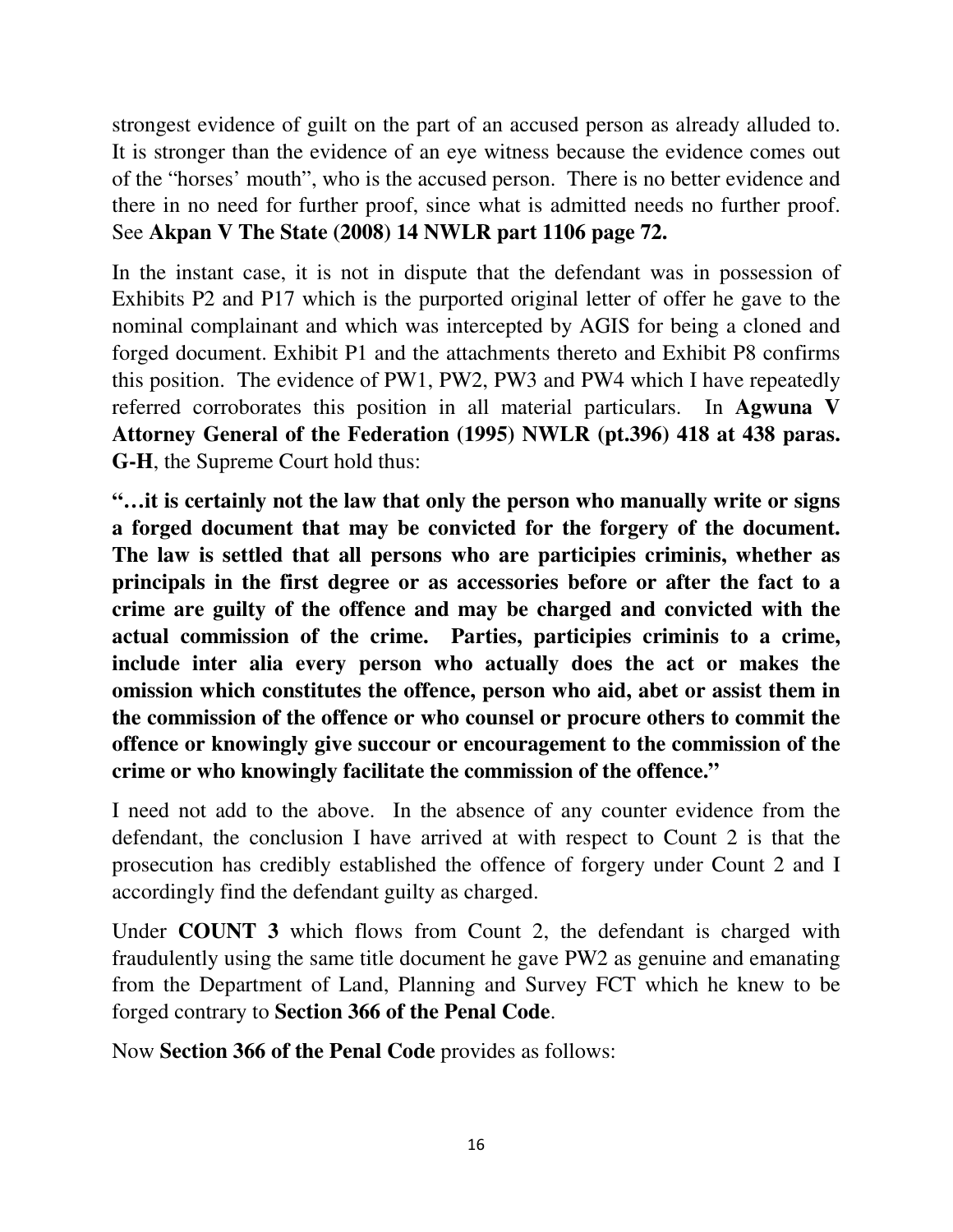strongest evidence of guilt on the part of an accused person as already alluded to. It is stronger than the evidence of an eye witness because the evidence comes out of the "horses' mouth", who is the accused person. There is no better evidence and there in no need for further proof, since what is admitted needs no further proof. See **Akpan V The State (2008) 14 NWLR part 1106 page 72.**

In the instant case, it is not in dispute that the defendant was in possession of Exhibits P2 and P17 which is the purported original letter of offer he gave to the nominal complainant and which was intercepted by AGIS for being a cloned and forged document. Exhibit P1 and the attachments thereto and Exhibit P8 confirms this position. The evidence of PW1, PW2, PW3 and PW4 which I have repeatedly referred corroborates this position in all material particulars. In **Agwuna V Attorney General of the Federation (1995) NWLR (pt.396) 418 at 438 paras. G-H**, the Supreme Court hold thus:

**"…it is certainly not the law that only the person who manually write or signs a forged document that may be convicted for the forgery of the document. The law is settled that all persons who are participies criminis, whether as principals in the first degree or as accessories before or after the fact to a crime are guilty of the offence and may be charged and convicted with the actual commission of the crime. Parties, participies criminis to a crime, include inter alia every person who actually does the act or makes the omission which constitutes the offence, person who aid, abet or assist them in the commission of the offence or who counsel or procure others to commit the offence or knowingly give succour or encouragement to the commission of the crime or who knowingly facilitate the commission of the offence."**

I need not add to the above. In the absence of any counter evidence from the defendant, the conclusion I have arrived at with respect to Count 2 is that the prosecution has credibly established the offence of forgery under Count 2 and I accordingly find the defendant guilty as charged.

Under **COUNT 3** which flows from Count 2, the defendant is charged with fraudulently using the same title document he gave PW2 as genuine and emanating from the Department of Land, Planning and Survey FCT which he knew to be forged contrary to **Section 366 of the Penal Code**.

Now **Section 366 of the Penal Code** provides as follows: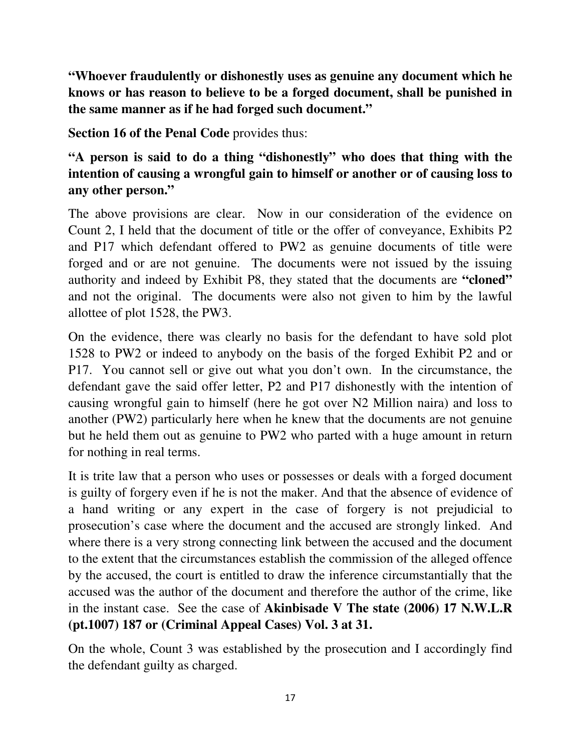**"Whoever fraudulently or dishonestly uses as genuine any document which he knows or has reason to believe to be a forged document, shall be punished in the same manner as if he had forged such document."**

**Section 16 of the Penal Code** provides thus:

**"A person is said to do a thing "dishonestly" who does that thing with the intention of causing a wrongful gain to himself or another or of causing loss to any other person."**

The above provisions are clear. Now in our consideration of the evidence on Count 2, I held that the document of title or the offer of conveyance, Exhibits P2 and P17 which defendant offered to PW2 as genuine documents of title were forged and or are not genuine. The documents were not issued by the issuing authority and indeed by Exhibit P8, they stated that the documents are **"cloned"** and not the original. The documents were also not given to him by the lawful allottee of plot 1528, the PW3.

On the evidence, there was clearly no basis for the defendant to have sold plot 1528 to PW2 or indeed to anybody on the basis of the forged Exhibit P2 and or P17. You cannot sell or give out what you don't own. In the circumstance, the defendant gave the said offer letter, P2 and P17 dishonestly with the intention of causing wrongful gain to himself (here he got over N2 Million naira) and loss to another (PW2) particularly here when he knew that the documents are not genuine but he held them out as genuine to PW2 who parted with a huge amount in return for nothing in real terms.

It is trite law that a person who uses or possesses or deals with a forged document is guilty of forgery even if he is not the maker. And that the absence of evidence of a hand writing or any expert in the case of forgery is not prejudicial to prosecution's case where the document and the accused are strongly linked. And where there is a very strong connecting link between the accused and the document to the extent that the circumstances establish the commission of the alleged offence by the accused, the court is entitled to draw the inference circumstantially that the accused was the author of the document and therefore the author of the crime, like in the instant case. See the case of **Akinbisade V The state (2006) 17 N.W.L.R (pt.1007) 187 or (Criminal Appeal Cases) Vol. 3 at 31.**

On the whole, Count 3 was established by the prosecution and I accordingly find the defendant guilty as charged.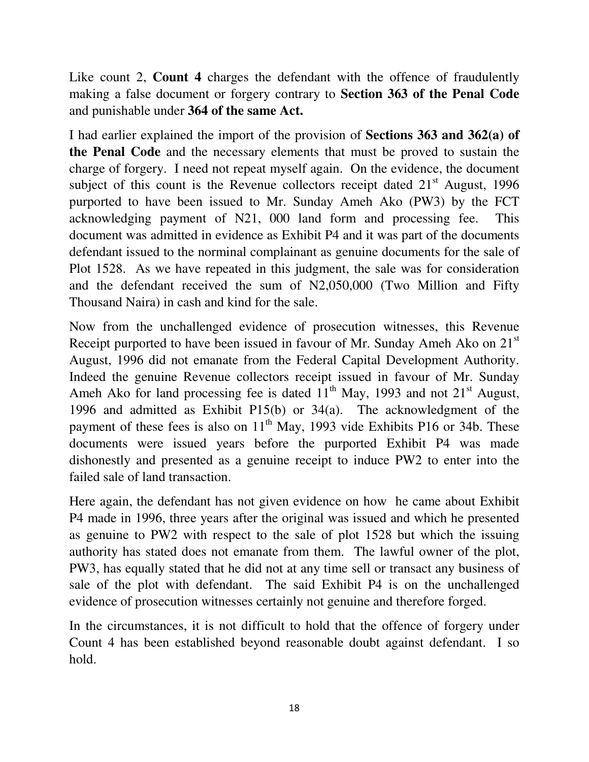Like count 2, **Count 4** charges the defendant with the offence of fraudulently making a false document or forgery contrary to **Section 363 of the Penal Code** and punishable under **364 of the same Act.**

I had earlier explained the import of the provision of **Sections 363 and 362(a) of the Penal Code** and the necessary elements that must be proved to sustain the charge of forgery. I need not repeat myself again. On the evidence, the document subject of this count is the Revenue collectors receipt dated 21st August, 1996 purported to have been issued to Mr. Sunday Ameh Ako (PW3) by the FCT acknowledging payment of N21, 000 land form and processing fee. This document was admitted in evidence as Exhibit P4 and it was part of the documents defendant issued to the norminal complainant as genuine documents for the sale of Plot 1528. As we have repeated in this judgment, the sale was for consideration and the defendant received the sum of N2,050,000 (Two Million and Fifty Thousand Naira) in cash and kind for the sale.

Now from the unchallenged evidence of prosecution witnesses, this Revenue Receipt purported to have been issued in favour of Mr. Sunday Ameh Ako on 21st August, 1996 did not emanate from the Federal Capital Development Authority. Indeed the genuine Revenue collectors receipt issued in favour of Mr. Sunday Ameh Ako for land processing fee is dated 11th May, 1993 and not 21st August, 1996 and admitted as Exhibit P15(b) or 34(a). The acknowledgment of the payment of these fees is also on 11th May, 1993 vide Exhibits P16 or 34b. These documents were issued years before the purported Exhibit P4 was made dishonestly and presented as a genuine receipt to induce PW2 to enter into the failed sale of land transaction.

Here again, the defendant has not given evidence on how he came about Exhibit P4 made in 1996, three years after the original was issued and which he presented as genuine to PW2 with respect to the sale of plot 1528 but which the issuing authority has stated does not emanate from them. The lawful owner of the plot, PW3, has equally stated that he did not at any time sell or transact any business of sale of the plot with defendant. The said Exhibit P4 is on the unchallenged evidence of prosecution witnesses certainly not genuine and therefore forged.

In the circumstances, it is not difficult to hold that the offence of forgery under Count 4 has been established beyond reasonable doubt against defendant. I so hold.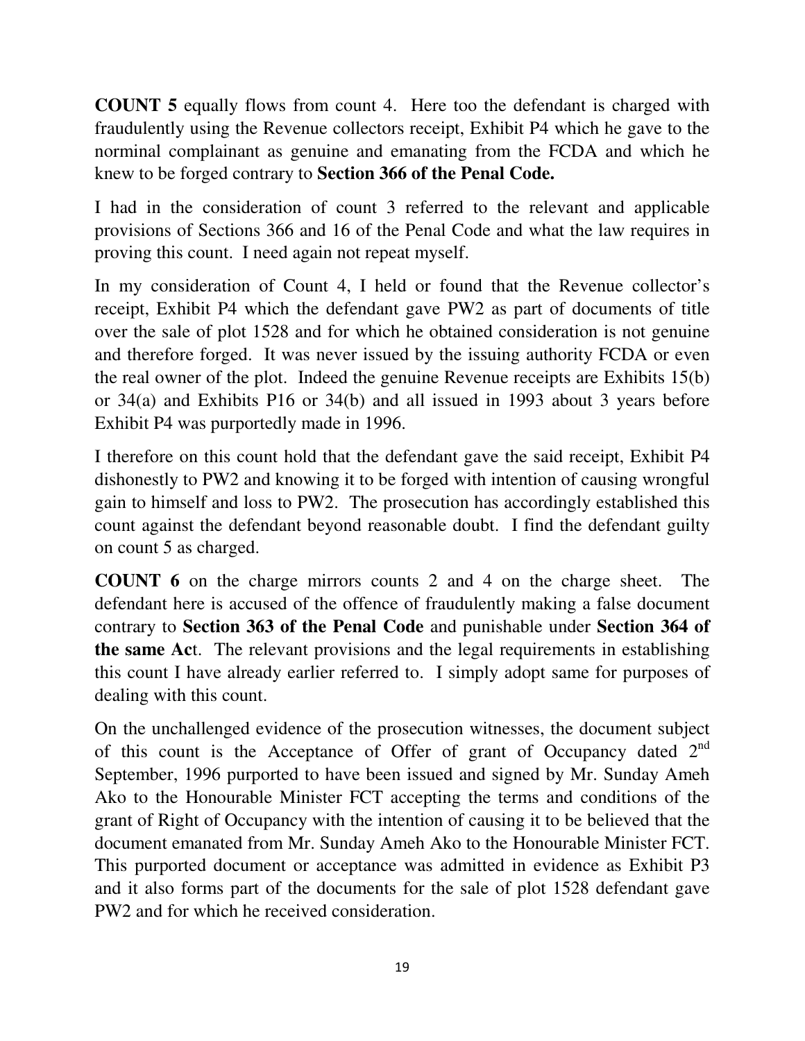**COUNT 5** equally flows from count 4. Here too the defendant is charged with fraudulently using the Revenue collectors receipt, Exhibit P4 which he gave to the norminal complainant as genuine and emanating from the FCDA and which he knew to be forged contrary to **Section 366 of the Penal Code.**

I had in the consideration of count 3 referred to the relevant and applicable provisions of Sections 366 and 16 of the Penal Code and what the law requires in proving this count. I need again not repeat myself.

In my consideration of Count 4, I held or found that the Revenue collector's receipt, Exhibit P4 which the defendant gave PW2 as part of documents of title over the sale of plot 1528 and for which he obtained consideration is not genuine and therefore forged. It was never issued by the issuing authority FCDA or even the real owner of the plot. Indeed the genuine Revenue receipts are Exhibits 15(b) or 34(a) and Exhibits P16 or 34(b) and all issued in 1993 about 3 years before Exhibit P4 was purportedly made in 1996.

I therefore on this count hold that the defendant gave the said receipt, Exhibit P4 dishonestly to PW2 and knowing it to be forged with intention of causing wrongful gain to himself and loss to PW2. The prosecution has accordingly established this count against the defendant beyond reasonable doubt. I find the defendant guilty on count 5 as charged.

**COUNT 6** on the charge mirrors counts 2 and 4 on the charge sheet. The defendant here is accused of the offence of fraudulently making a false document contrary to **Section 363 of the Penal Code** and punishable under **Section 364 of the same Ac**t. The relevant provisions and the legal requirements in establishing this count I have already earlier referred to. I simply adopt same for purposes of dealing with this count.

On the unchallenged evidence of the prosecution witnesses, the document subject of this count is the Acceptance of Offer of grant of Occupancy dated 2nd September, 1996 purported to have been issued and signed by Mr. Sunday Ameh Ako to the Honourable Minister FCT accepting the terms and conditions of the grant of Right of Occupancy with the intention of causing it to be believed that the document emanated from Mr. Sunday Ameh Ako to the Honourable Minister FCT. This purported document or acceptance was admitted in evidence as Exhibit P3 and it also forms part of the documents for the sale of plot 1528 defendant gave PW2 and for which he received consideration.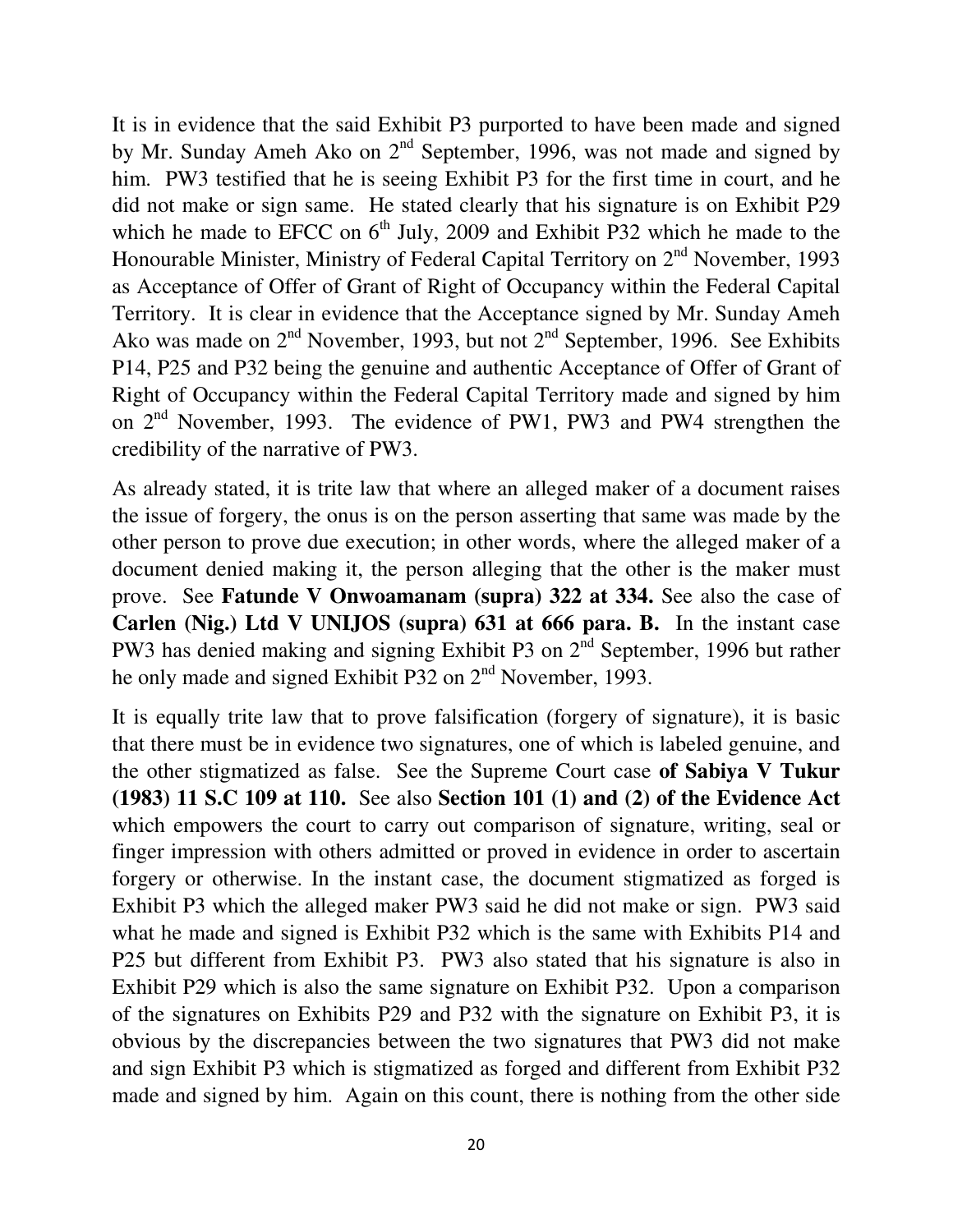It is in evidence that the said Exhibit P3 purported to have been made and signed by Mr. Sunday Ameh Ako on 2nd September, 1996, was not made and signed by him. PW3 testified that he is seeing Exhibit P3 for the first time in court, and he did not make or sign same. He stated clearly that his signature is on Exhibit P29 which he made to EFCC on 6th July, 2009 and Exhibit P32 which he made to the Honourable Minister, Ministry of Federal Capital Territory on 2nd November, 1993 as Acceptance of Offer of Grant of Right of Occupancy within the Federal Capital Territory. It is clear in evidence that the Acceptance signed by Mr. Sunday Ameh Ako was made on 2nd November, 1993, but not 2nd September, 1996. See Exhibits P14, P25 and P32 being the genuine and authentic Acceptance of Offer of Grant of Right of Occupancy within the Federal Capital Territory made and signed by him on 2nd November, 1993. The evidence of PW1, PW3 and PW4 strengthen the credibility of the narrative of PW3.

As already stated, it is trite law that where an alleged maker of a document raises the issue of forgery, the onus is on the person asserting that same was made by the other person to prove due execution; in other words, where the alleged maker of a document denied making it, the person alleging that the other is the maker must prove. See **Fatunde V Onwoamanam (supra) 322 at 334.** See also the case of **Carlen (Nig.) Ltd V UNIJOS (supra) 631 at 666 para. B.** In the instant case PW3 has denied making and signing Exhibit P3 on 2nd September, 1996 but rather he only made and signed Exhibit P32 on 2nd November, 1993.

It is equally trite law that to prove falsification (forgery of signature), it is basic that there must be in evidence two signatures, one of which is labeled genuine, and the other stigmatized as false. See the Supreme Court case **of Sabiya V Tukur (1983) 11 S.C 109 at 110.** See also **Section 101 (1) and (2) of the Evidence Act** which empowers the court to carry out comparison of signature, writing, seal or finger impression with others admitted or proved in evidence in order to ascertain forgery or otherwise. In the instant case, the document stigmatized as forged is Exhibit P3 which the alleged maker PW3 said he did not make or sign. PW3 said what he made and signed is Exhibit P32 which is the same with Exhibits P14 and P25 but different from Exhibit P3. PW3 also stated that his signature is also in Exhibit P29 which is also the same signature on Exhibit P32. Upon a comparison of the signatures on Exhibits P29 and P32 with the signature on Exhibit P3, it is obvious by the discrepancies between the two signatures that PW3 did not make and sign Exhibit P3 which is stigmatized as forged and different from Exhibit P32 made and signed by him. Again on this count, there is nothing from the other side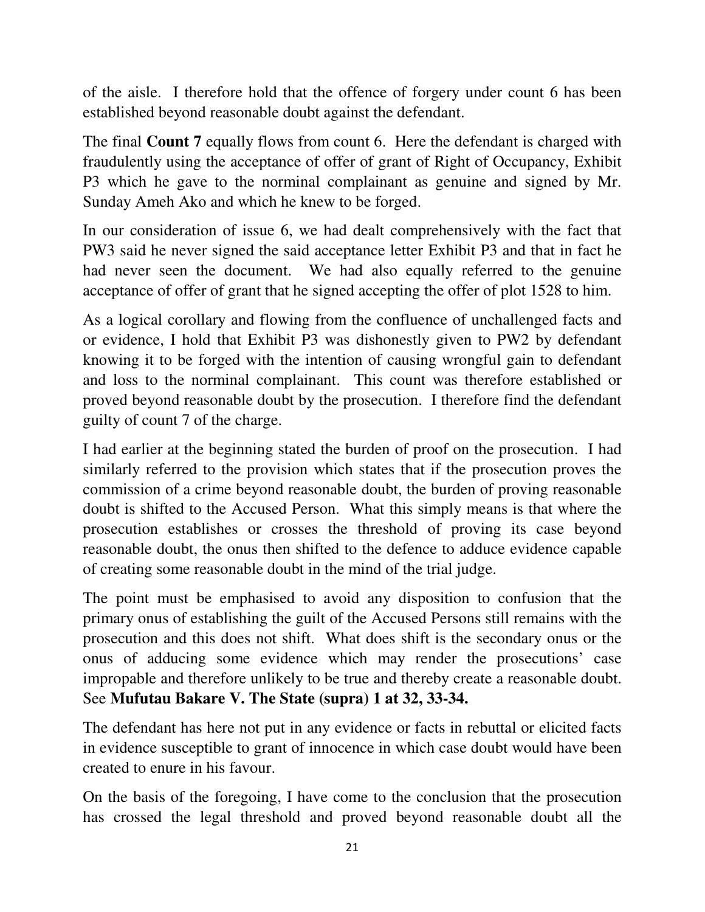of the aisle. I therefore hold that the offence of forgery under count 6 has been established beyond reasonable doubt against the defendant.

The final **Count 7** equally flows from count 6. Here the defendant is charged with fraudulently using the acceptance of offer of grant of Right of Occupancy, Exhibit P3 which he gave to the norminal complainant as genuine and signed by Mr. Sunday Ameh Ako and which he knew to be forged.

In our consideration of issue 6, we had dealt comprehensively with the fact that PW3 said he never signed the said acceptance letter Exhibit P3 and that in fact he had never seen the document. We had also equally referred to the genuine acceptance of offer of grant that he signed accepting the offer of plot 1528 to him.

As a logical corollary and flowing from the confluence of unchallenged facts and or evidence, I hold that Exhibit P3 was dishonestly given to PW2 by defendant knowing it to be forged with the intention of causing wrongful gain to defendant and loss to the norminal complainant. This count was therefore established or proved beyond reasonable doubt by the prosecution. I therefore find the defendant guilty of count 7 of the charge.

I had earlier at the beginning stated the burden of proof on the prosecution. I had similarly referred to the provision which states that if the prosecution proves the commission of a crime beyond reasonable doubt, the burden of proving reasonable doubt is shifted to the Accused Person. What this simply means is that where the prosecution establishes or crosses the threshold of proving its case beyond reasonable doubt, the onus then shifted to the defence to adduce evidence capable of creating some reasonable doubt in the mind of the trial judge.

The point must be emphasised to avoid any disposition to confusion that the primary onus of establishing the guilt of the Accused Persons still remains with the prosecution and this does not shift. What does shift is the secondary onus or the onus of adducing some evidence which may render the prosecutions' case impropable and therefore unlikely to be true and thereby create a reasonable doubt. See **Mufutau Bakare V. The State (supra) 1 at 32, 33-34.**

The defendant has here not put in any evidence or facts in rebuttal or elicited facts in evidence susceptible to grant of innocence in which case doubt would have been created to enure in his favour.

On the basis of the foregoing, I have come to the conclusion that the prosecution has crossed the legal threshold and proved beyond reasonable doubt all the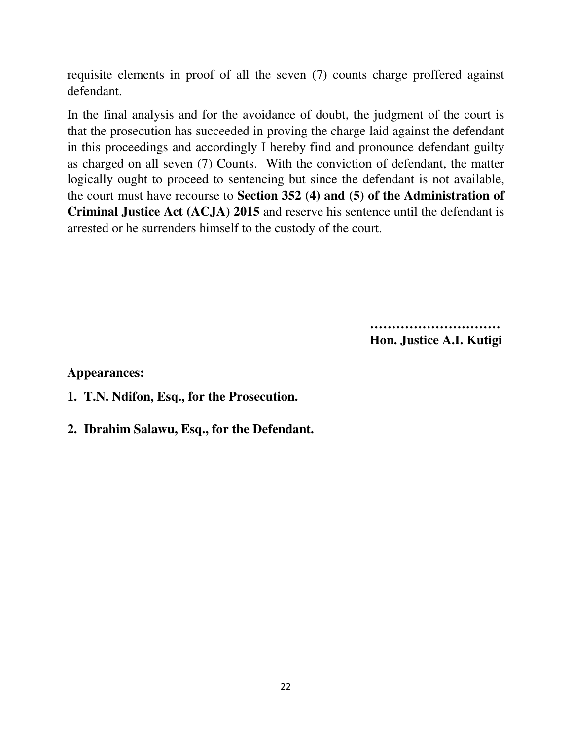requisite elements in proof of all the seven (7) counts charge proffered against defendant.

In the final analysis and for the avoidance of doubt, the judgment of the court is that the prosecution has succeeded in proving the charge laid against the defendant in this proceedings and accordingly I hereby find and pronounce defendant guilty as charged on all seven (7) Counts. With the conviction of defendant, the matter logically ought to proceed to sentencing but since the defendant is not available, the court must have recourse to **Section 352 (4) and (5) of the Administration of Criminal Justice Act (ACJA) 2015** and reserve his sentence until the defendant is arrested or he surrenders himself to the custody of the court.

**…………………………**
**Hon. Justice A.I. Kutigi**

**Appearances:**

1. **T.N. Ndifon, Esq., for the Prosecution.**
2. **Ibrahim Salawu, Esq., for the Defendant.**